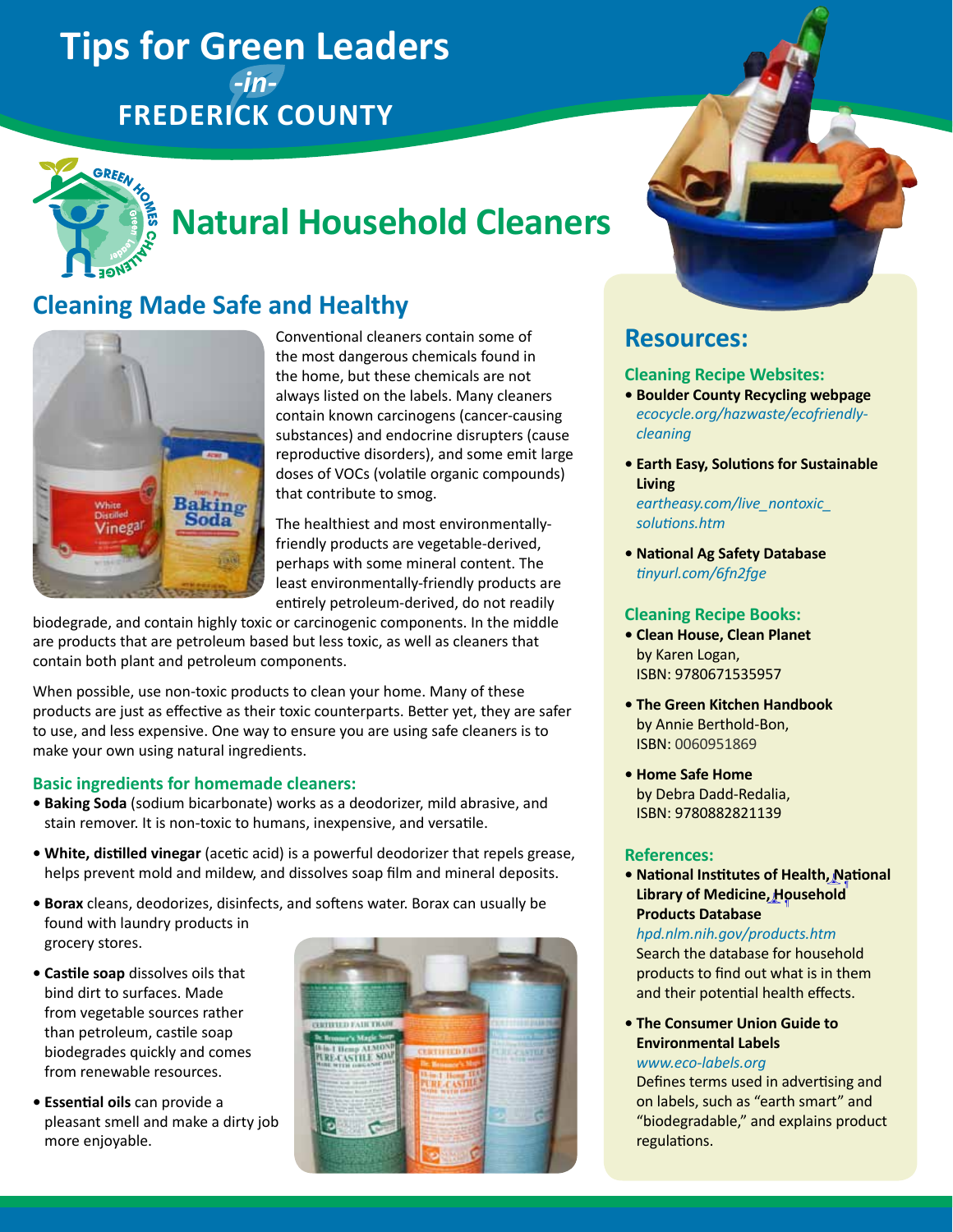# Tips for Green Leaders -in- FREDERICK COUNTY

# Natural Household Cleaners

## Cleaning Made Safe and Healthy

Conventional cleaners contain some of the most dangerous chemicals found in the home, but these chemicals are not always listed on the labels. Many cleaners contain known carcinogens (cancer-causing substances) and endocrine disrupters (cause reproductive disorders), and some emit large doses of VOCs (volatile organic compounds) that contribute to smog.

The healthiest and most environmentally-friendly products are vegetable-derived, perhaps with some mineral content. The least environmentally-friendly products are entirely petroleum-derived, do not readily biodegrade, and contain highly toxic or carcinogenic components. In the middle are products that are petroleum based but less toxic, as well as cleaners that contain both plant and petroleum components.

When possible, use non-toxic products to clean your home. Many of these products are just as effective as their toxic counterparts. Better yet, they are safer to use, and less expensive. One way to ensure you are using safe cleaners is to make your own using natural ingredients.

### Basic ingredients for homemade cleaners:

- **Baking Soda** (sodium bicarbonate) works as a deodorizer, mild abrasive, and stain remover. It is non-toxic to humans, inexpensive, and versatile.
- **White, distilled vinegar** (acetic acid) is a powerful deodorizer that repels grease, helps prevent mold and mildew, and dissolves soap film and mineral deposits.
- **Borax** cleans, deodorizes, disinfects, and softens water. Borax can usually be found with laundry products in grocery stores.
- **Castile soap** dissolves oils that bind dirt to surfaces. Made from vegetable sources rather than petroleum, castile soap biodegrades quickly and comes from renewable resources.
- **Essential oils** can provide a pleasant smell and make a dirty job more enjoyable.

## Resources:

### Cleaning Recipe Websites:

- **Boulder County Recycling webpage**
  *ecocycle.org/hazwaste/ecofriendly-cleaning*
- **Earth Easy, Solutions for Sustainable Living**
  *eartheasy.com/live_nontoxic_solutions.htm*
- **National Ag Safety Database**
  *tinyurl.com/6fn2fge*

### Cleaning Recipe Books:

- **Clean House, Clean Planet**
  by Karen Logan,
  ISBN: 9780671535957
- **The Green Kitchen Handbook**
  by Annie Berthold-Bon,
  ISBN: 0060951869
- **Home Safe Home**
  by Debra Dadd-Redalia,
  ISBN: 9780882821139

### References:

- **National Institutes of Health, National Library of Medicine, Household Products Database**
  *hpd.nlm.nih.gov/products.htm*
  Search the database for household products to find out what is in them and their potential health effects.
- **The Consumer Union Guide to Environmental Labels**
  *www.eco-labels.org*
  Defines terms used in advertising and on labels, such as "earth smart" and "biodegradable," and explains product regulations.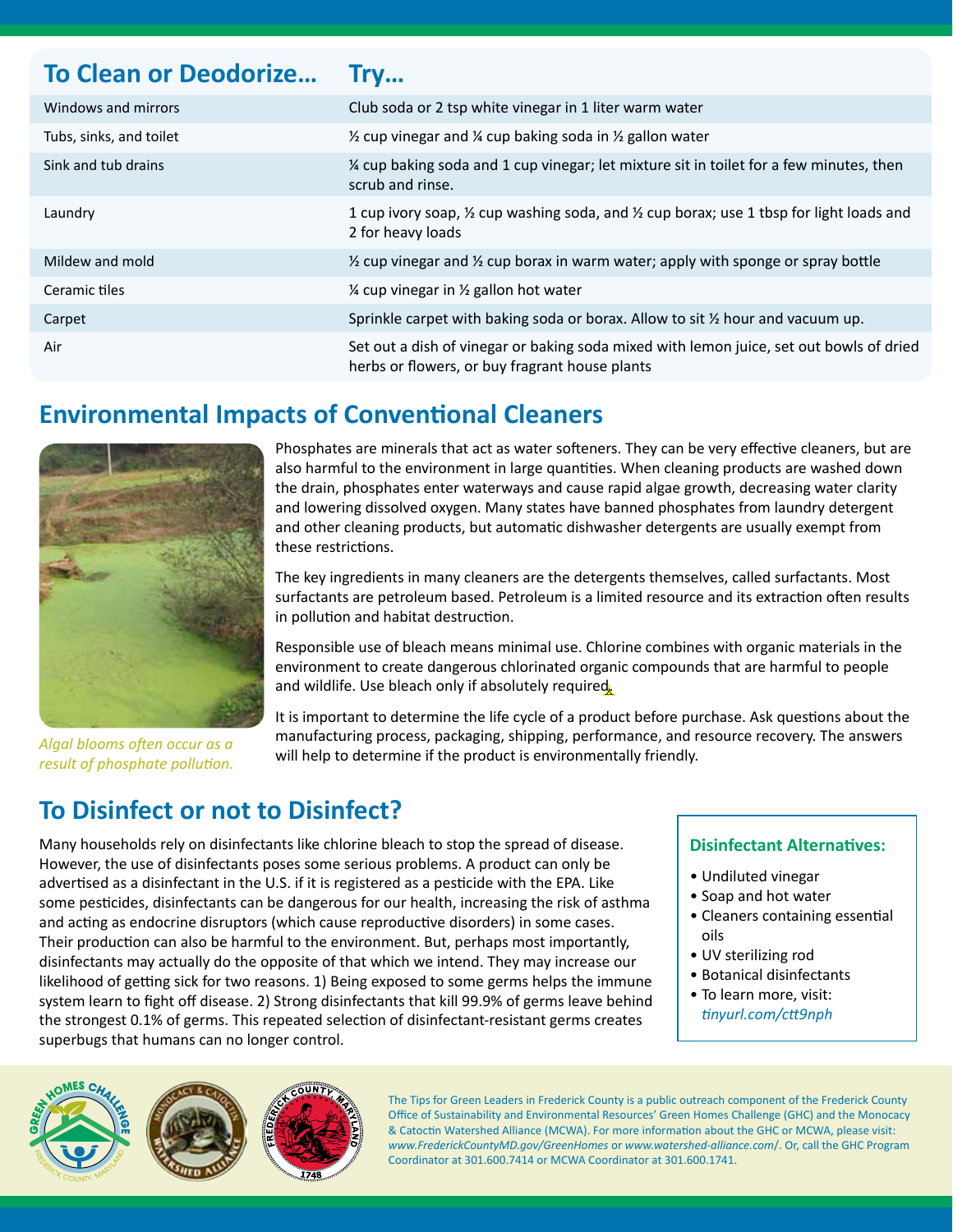| To Clean or Deodorize… | Try… |
| --- | --- |
| Windows and mirrors | Club soda or 2 tsp white vinegar in 1 liter warm water |
| Tubs, sinks, and toilet | ½ cup vinegar and ¼ cup baking soda in ½ gallon water |
| Sink and tub drains | ¼ cup baking soda and 1 cup vinegar; let mixture sit in toilet for a few minutes, then scrub and rinse. |
| Laundry | 1 cup ivory soap, ½ cup washing soda, and ½ cup borax; use 1 tbsp for light loads and 2 for heavy loads |
| Mildew and mold | ½ cup vinegar and ½ cup borax in warm water; apply with sponge or spray bottle |
| Ceramic tiles | ¼ cup vinegar in ½ gallon hot water |
| Carpet | Sprinkle carpet with baking soda or borax. Allow to sit ½ hour and vacuum up. |
| Air | Set out a dish of vinegar or baking soda mixed with lemon juice, set out bowls of dried herbs or flowers, or buy fragrant house plants |

## Environmental Impacts of Conventional Cleaners

*Algal blooms often occur as a result of phosphate pollution.*

Phosphates are minerals that act as water softeners. They can be very effective cleaners, but are also harmful to the environment in large quantities. When cleaning products are washed down the drain, phosphates enter waterways and cause rapid algae growth, decreasing water clarity and lowering dissolved oxygen. Many states have banned phosphates from laundry detergent and other cleaning products, but automatic dishwasher detergents are usually exempt from these restrictions.

The key ingredients in many cleaners are the detergents themselves, called surfactants. Most surfactants are petroleum based. Petroleum is a limited resource and its extraction often results in pollution and habitat destruction.

Responsible use of bleach means minimal use. Chlorine combines with organic materials in the environment to create dangerous chlorinated organic compounds that are harmful to people and wildlife. Use bleach only if absolutely required.

It is important to determine the life cycle of a product before purchase. Ask questions about the manufacturing process, packaging, shipping, performance, and resource recovery. The answers will help to determine if the product is environmentally friendly.

## To Disinfect or not to Disinfect?

Many households rely on disinfectants like chlorine bleach to stop the spread of disease. However, the use of disinfectants poses some serious problems. A product can only be advertised as a disinfectant in the U.S. if it is registered as a pesticide with the EPA. Like some pesticides, disinfectants can be dangerous for our health, increasing the risk of asthma and acting as endocrine disruptors (which cause reproductive disorders) in some cases. Their production can also be harmful to the environment. But, perhaps most importantly, disinfectants may actually do the opposite of that which we intend. They may increase our likelihood of getting sick for two reasons. 1) Being exposed to some germs helps the immune system learn to fight off disease. 2) Strong disinfectants that kill 99.9% of germs leave behind the strongest 0.1% of germs. This repeated selection of disinfectant-resistant germs creates superbugs that humans can no longer control.

### Disinfectant Alternatives:

- Undiluted vinegar
- Soap and hot water
- Cleaners containing essential oils
- UV sterilizing rod
- Botanical disinfectants
- To learn more, visit: *tinyurl.com/ctt9nph*

The Tips for Green Leaders in Frederick County is a public outreach component of the Frederick County Office of Sustainability and Environmental Resources' Green Homes Challenge (GHC) and the Monocacy & Catoctin Watershed Alliance (MCWA). For more information about the GHC or MCWA, please visit: *www.FrederickCountyMD.gov/GreenHomes* or *www.watershed-alliance.com/*. Or, call the GHC Program Coordinator at 301.600.7414 or MCWA Coordinator at 301.600.1741.